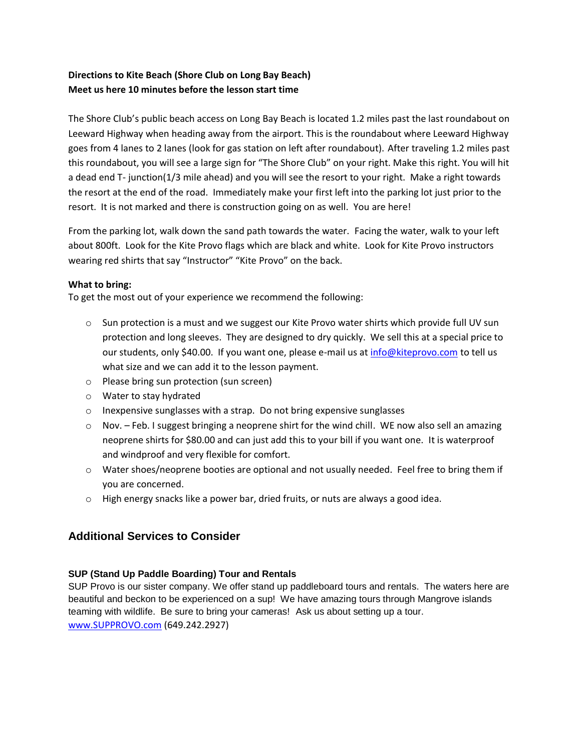**Directions to Kite Beach (Shore Club on Long Bay Beach)**
**Meet us here 10 minutes before the lesson start time**

The Shore Club's public beach access on Long Bay Beach is located 1.2 miles past the last roundabout on Leeward Highway when heading away from the airport. This is the roundabout where Leeward Highway goes from 4 lanes to 2 lanes (look for gas station on left after roundabout). After traveling 1.2 miles past this roundabout, you will see a large sign for "The Shore Club" on your right. Make this right. You will hit a dead end T- junction(1/3 mile ahead) and you will see the resort to your right. Make a right towards the resort at the end of the road. Immediately make your first left into the parking lot just prior to the resort. It is not marked and there is construction going on as well. You are here!

From the parking lot, walk down the sand path towards the water. Facing the water, walk to your left about 800ft. Look for the Kite Provo flags which are black and white. Look for Kite Provo instructors wearing red shirts that say "Instructor" "Kite Provo" on the back.

**What to bring:**
To get the most out of your experience we recommend the following:

- Sun protection is a must and we suggest our Kite Provo water shirts which provide full UV sun protection and long sleeves. They are designed to dry quickly. We sell this at a special price to our students, only $40.00. If you want one, please e-mail us at info@kiteprovo.com to tell us what size and we can add it to the lesson payment.
- Please bring sun protection (sun screen)
- Water to stay hydrated
- Inexpensive sunglasses with a strap. Do not bring expensive sunglasses
- Nov. – Feb. I suggest bringing a neoprene shirt for the wind chill. WE now also sell an amazing neoprene shirts for $80.00 and can just add this to your bill if you want one. It is waterproof and windproof and very flexible for comfort.
- Water shoes/neoprene booties are optional and not usually needed. Feel free to bring them if you are concerned.
- High energy snacks like a power bar, dried fruits, or nuts are always a good idea.

## Additional Services to Consider

### SUP (Stand Up Paddle Boarding) Tour and Rentals

SUP Provo is our sister company. We offer stand up paddleboard tours and rentals. The waters here are beautiful and beckon to be experienced on a sup! We have amazing tours through Mangrove islands teaming with wildlife. Be sure to bring your cameras! Ask us about setting up a tour.
www.SUPPROVO.com (649.242.2927)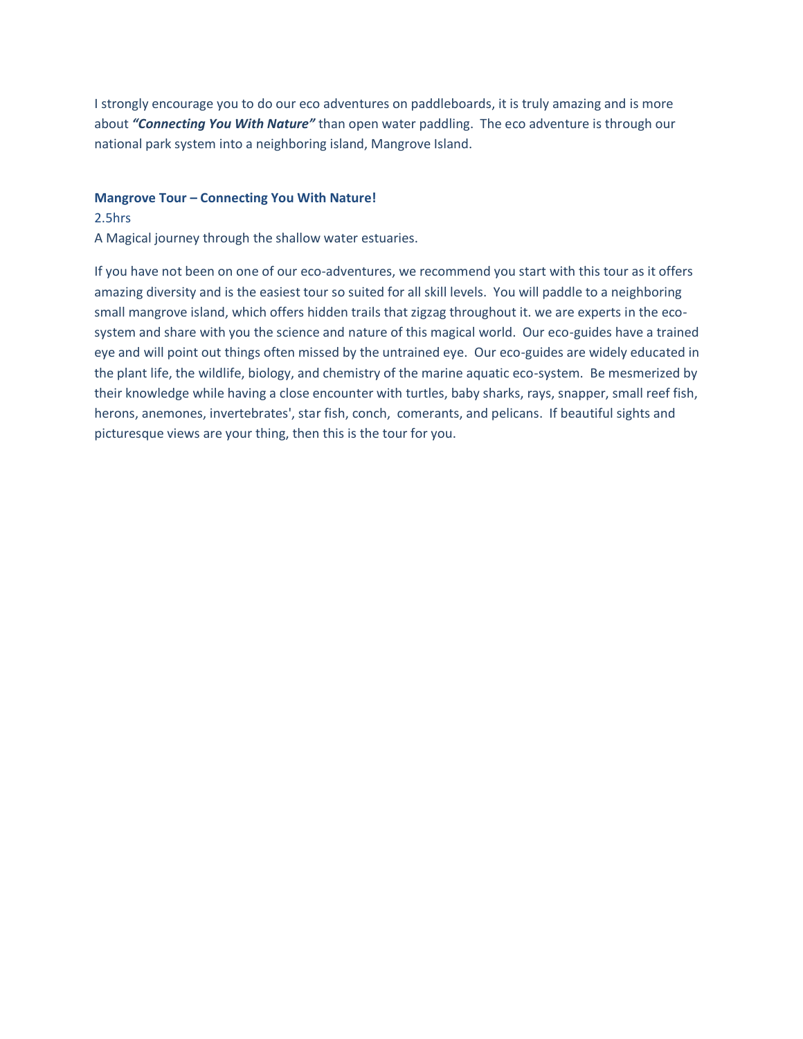I strongly encourage you to do our eco adventures on paddleboards, it is truly amazing and is more about ***"Connecting You With Nature"*** than open water paddling. The eco adventure is through our national park system into a neighboring island, Mangrove Island.

**Mangrove Tour – Connecting You With Nature!**

2.5hrs

A Magical journey through the shallow water estuaries.

If you have not been on one of our eco-adventures, we recommend you start with this tour as it offers amazing diversity and is the easiest tour so suited for all skill levels. You will paddle to a neighboring small mangrove island, which offers hidden trails that zigzag throughout it. we are experts in the eco-system and share with you the science and nature of this magical world. Our eco-guides have a trained eye and will point out things often missed by the untrained eye. Our eco-guides are widely educated in the plant life, the wildlife, biology, and chemistry of the marine aquatic eco-system. Be mesmerized by their knowledge while having a close encounter with turtles, baby sharks, rays, snapper, small reef fish, herons, anemones, invertebrates', star fish, conch, comerants, and pelicans. If beautiful sights and picturesque views are your thing, then this is the tour for you.